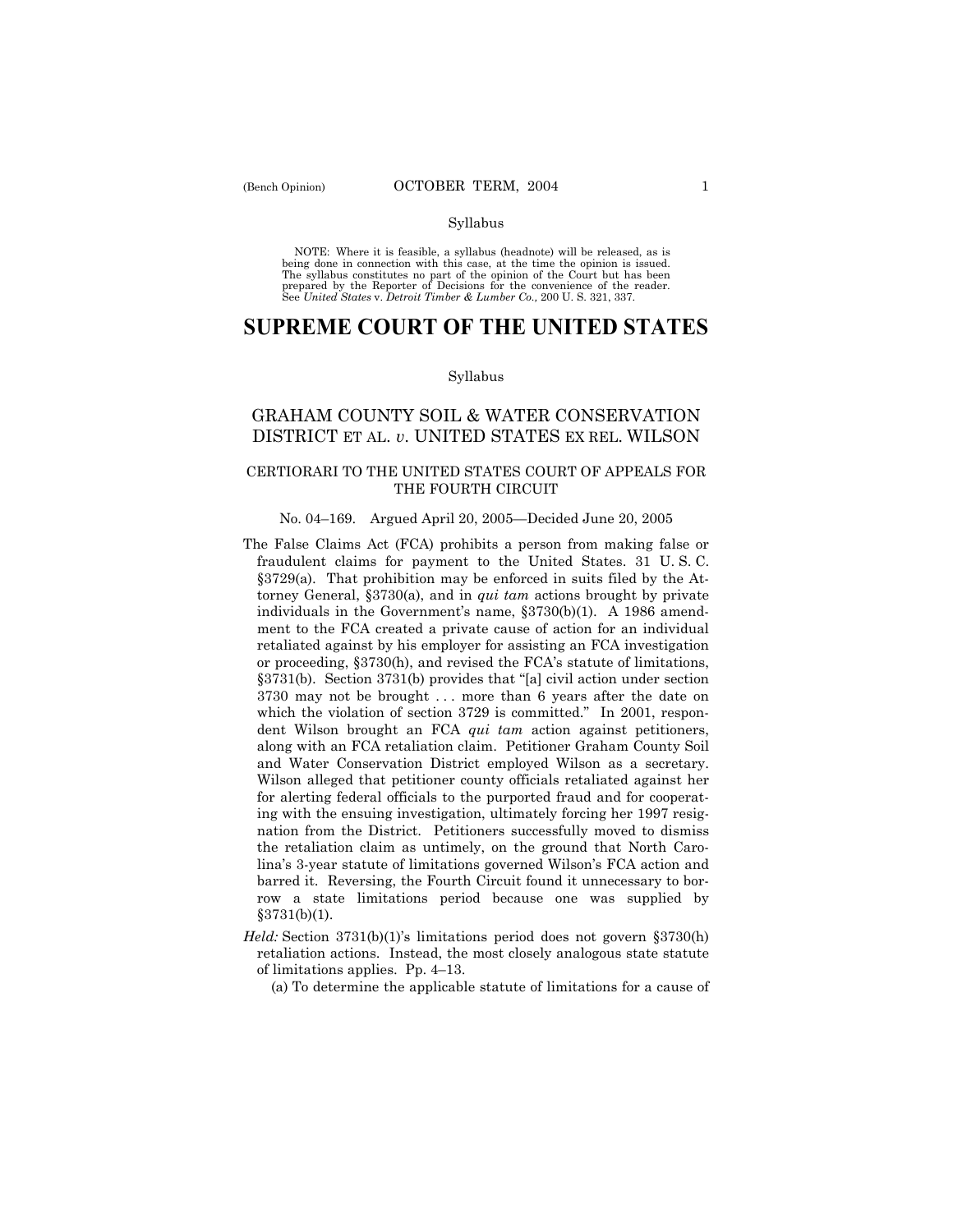Syllabus

NOTE: Where it is feasible, a syllabus (headnote) will be released, as is being done in connection with this case, at the time the opinion is issued. The syllabus constitutes no part of the opinion of the Court but has been prepared by the Reporter of Decisions for the convenience of the reader. See *United States* v. *Detroit Timber & Lumber Co.,* 200 U. S. 321, 337.

# SUPREME COURT OF THE UNITED STATES

Syllabus

## GRAHAM COUNTY SOIL & WATER CONSERVATION DISTRICT ET AL. *v.* UNITED STATES EX REL. WILSON

### CERTIORARI TO THE UNITED STATES COURT OF APPEALS FOR THE FOURTH CIRCUIT

No. 04–169. Argued April 20, 2005—Decided June 20, 2005

The False Claims Act (FCA) prohibits a person from making false or fraudulent claims for payment to the United States. 31 U. S. C. §3729(a). That prohibition may be enforced in suits filed by the Attorney General, §3730(a), and in *qui tam* actions brought by private individuals in the Government's name, §3730(b)(1). A 1986 amendment to the FCA created a private cause of action for an individual retaliated against by his employer for assisting an FCA investigation or proceeding, §3730(h), and revised the FCA's statute of limitations, §3731(b). Section 3731(b) provides that "[a] civil action under section 3730 may not be brought . . . more than 6 years after the date on which the violation of section 3729 is committed." In 2001, respondent Wilson brought an FCA *qui tam* action against petitioners, along with an FCA retaliation claim. Petitioner Graham County Soil and Water Conservation District employed Wilson as a secretary. Wilson alleged that petitioner county officials retaliated against her for alerting federal officials to the purported fraud and for cooperating with the ensuing investigation, ultimately forcing her 1997 resignation from the District. Petitioners successfully moved to dismiss the retaliation claim as untimely, on the ground that North Carolina's 3-year statute of limitations governed Wilson's FCA action and barred it. Reversing, the Fourth Circuit found it unnecessary to borrow a state limitations period because one was supplied by §3731(b)(1).

*Held:* Section 3731(b)(1)'s limitations period does not govern §3730(h) retaliation actions. Instead, the most closely analogous state statute of limitations applies. Pp. 4–13.

(a) To determine the applicable statute of limitations for a cause of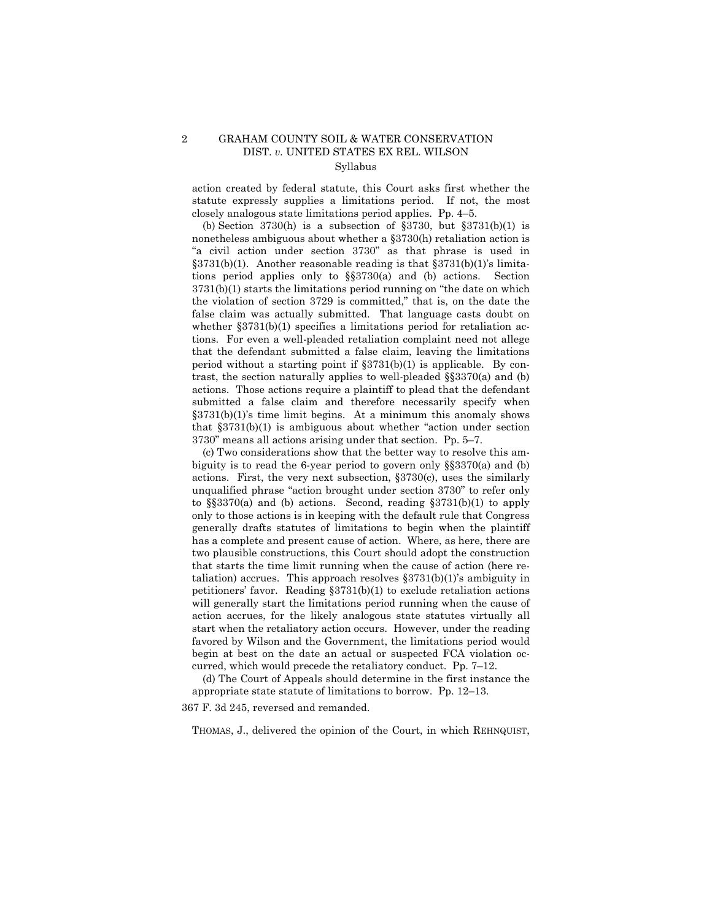action created by federal statute, this Court asks first whether the statute expressly supplies a limitations period. If not, the most closely analogous state limitations period applies. Pp. 4–5.

(b) Section 3730(h) is a subsection of §3730, but §3731(b)(1) is nonetheless ambiguous about whether a §3730(h) retaliation action is "a civil action under section 3730" as that phrase is used in §3731(b)(1). Another reasonable reading is that §3731(b)(1)'s limitations period applies only to §§3730(a) and (b) actions. Section 3731(b)(1) starts the limitations period running on "the date on which the violation of section 3729 is committed," that is, on the date the false claim was actually submitted. That language casts doubt on whether §3731(b)(1) specifies a limitations period for retaliation actions. For even a well-pleaded retaliation complaint need not allege that the defendant submitted a false claim, leaving the limitations period without a starting point if §3731(b)(1) is applicable. By contrast, the section naturally applies to well-pleaded §§3370(a) and (b) actions. Those actions require a plaintiff to plead that the defendant submitted a false claim and therefore necessarily specify when §3731(b)(1)'s time limit begins. At a minimum this anomaly shows that §3731(b)(1) is ambiguous about whether "action under section 3730" means all actions arising under that section. Pp. 5–7.

(c) Two considerations show that the better way to resolve this ambiguity is to read the 6-year period to govern only §§3370(a) and (b) actions. First, the very next subsection, §3730(c), uses the similarly unqualified phrase "action brought under section 3730" to refer only to §§3370(a) and (b) actions. Second, reading §3731(b)(1) to apply only to those actions is in keeping with the default rule that Congress generally drafts statutes of limitations to begin when the plaintiff has a complete and present cause of action. Where, as here, there are two plausible constructions, this Court should adopt the construction that starts the time limit running when the cause of action (here retaliation) accrues. This approach resolves §3731(b)(1)'s ambiguity in petitioners' favor. Reading §3731(b)(1) to exclude retaliation actions will generally start the limitations period running when the cause of action accrues, for the likely analogous state statutes virtually all start when the retaliatory action occurs. However, under the reading favored by Wilson and the Government, the limitations period would begin at best on the date an actual or suspected FCA violation occurred, which would precede the retaliatory conduct. Pp. 7–12.

(d) The Court of Appeals should determine in the first instance the appropriate state statute of limitations to borrow. Pp. 12–13.

367 F. 3d 245, reversed and remanded.

THOMAS, J., delivered the opinion of the Court, in which REHNQUIST,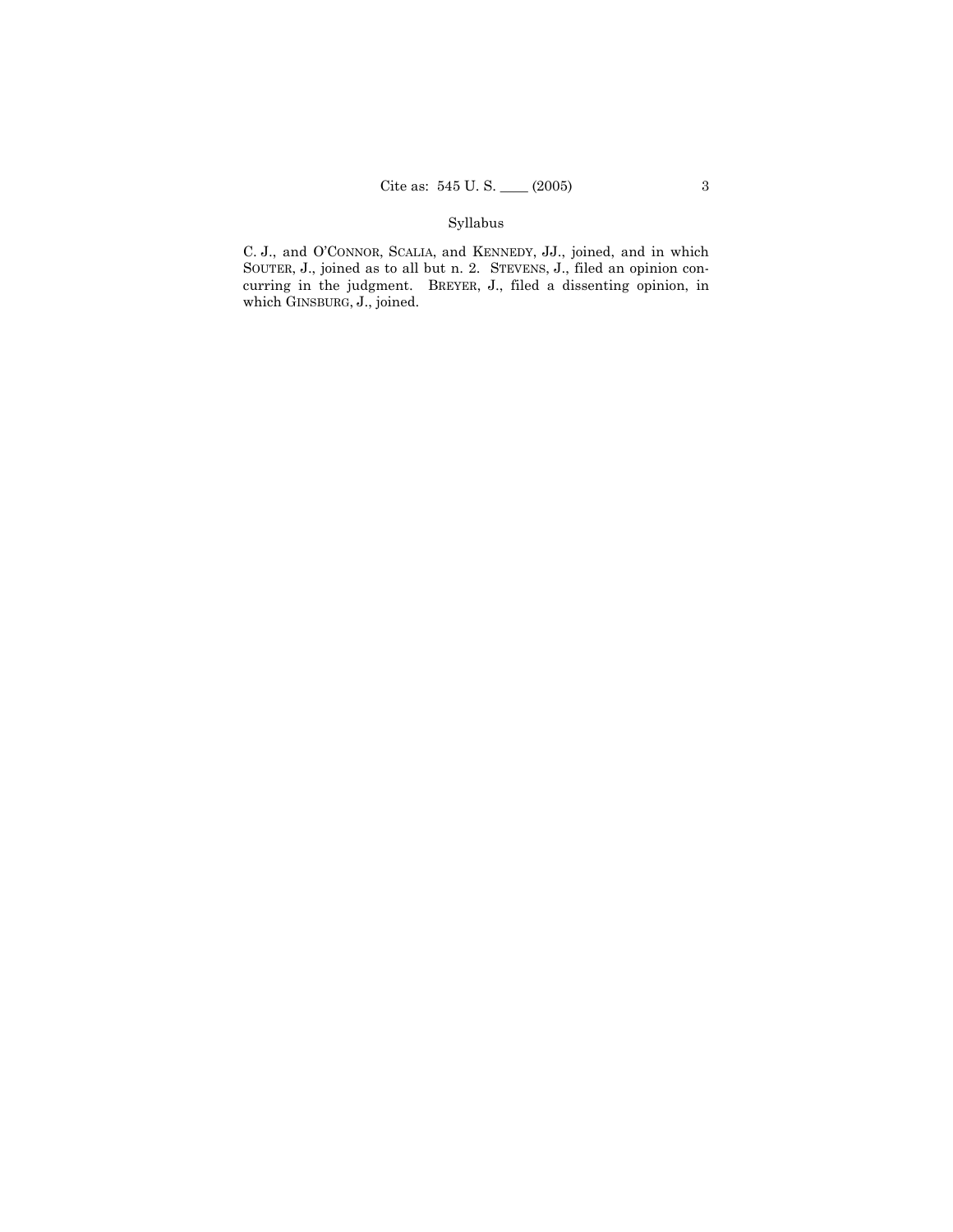C. J., and O'CONNOR, SCALIA, and KENNEDY, JJ., joined, and in which SOUTER, J., joined as to all but n. 2. STEVENS, J., filed an opinion concurring in the judgment. BREYER, J., filed a dissenting opinion, in which GINSBURG, J., joined.